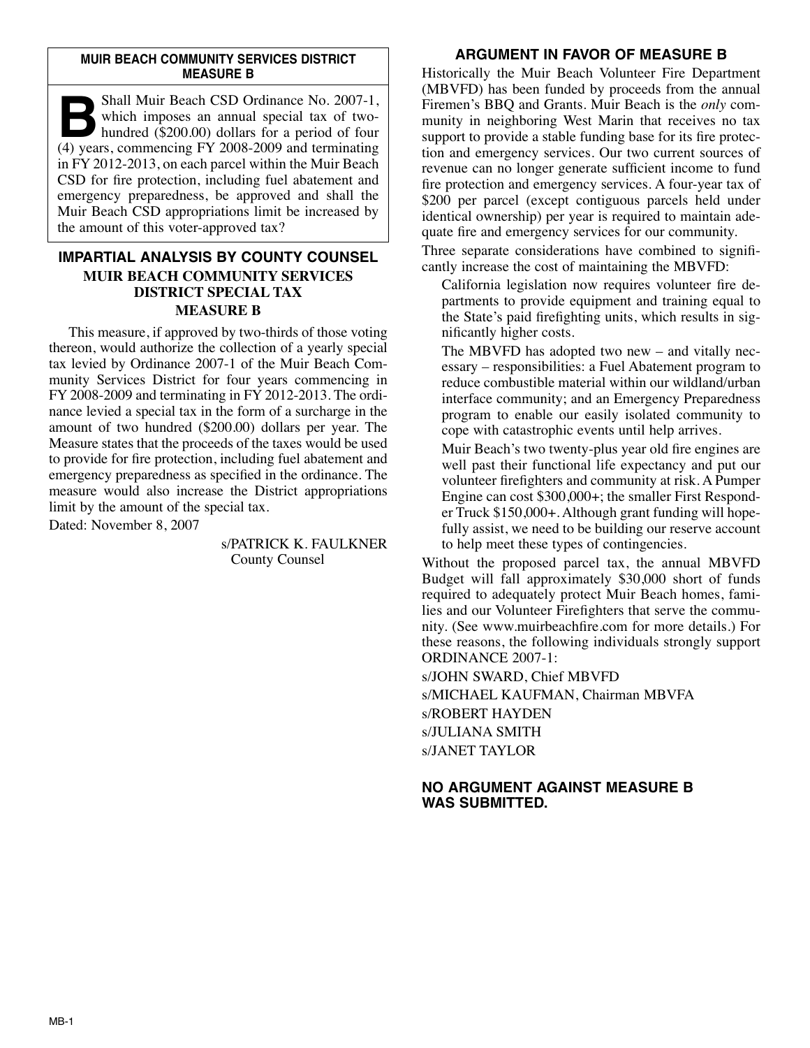**MUIR BEACH COMMUNITY SERVICES DISTRICT MEASURE B**

**B** Shall Muir Beach CSD Ordinance No. 2007-1, which imposes an annual special tax of two-hundred ($200.00) dollars for a period of four (4) years, commencing FY 2008-2009 and terminating in FY 2012-2013, on each parcel within the Muir Beach CSD for fire protection, including fuel abatement and emergency preparedness, be approved and shall the Muir Beach CSD appropriations limit be increased by the amount of this voter-approved tax?

## IMPARTIAL ANALYSIS BY COUNTY COUNSEL

### MUIR BEACH COMMUNITY SERVICES DISTRICT SPECIAL TAX MEASURE B

This measure, if approved by two-thirds of those voting thereon, would authorize the collection of a yearly special tax levied by Ordinance 2007-1 of the Muir Beach Community Services District for four years commencing in FY 2008-2009 and terminating in FY 2012-2013. The ordinance levied a special tax in the form of a surcharge in the amount of two hundred ($200.00) dollars per year. The Measure states that the proceeds of the taxes would be used to provide for fire protection, including fuel abatement and emergency preparedness as specified in the ordinance. The measure would also increase the District appropriations limit by the amount of the special tax.

Dated: November 8, 2007

s/PATRICK K. FAULKNER
County Counsel

## ARGUMENT IN FAVOR OF MEASURE B

Historically the Muir Beach Volunteer Fire Department (MBVFD) has been funded by proceeds from the annual Firemen's BBQ and Grants. Muir Beach is the *only* community in neighboring West Marin that receives no tax support to provide a stable funding base for its fire protection and emergency services. Our two current sources of revenue can no longer generate sufficient income to fund fire protection and emergency services. A four-year tax of $200 per parcel (except contiguous parcels held under identical ownership) per year is required to maintain adequate fire and emergency services for our community.

Three separate considerations have combined to significantly increase the cost of maintaining the MBVFD:

California legislation now requires volunteer fire departments to provide equipment and training equal to the State's paid firefighting units, which results in significantly higher costs.

The MBVFD has adopted two new – and vitally necessary – responsibilities: a Fuel Abatement program to reduce combustible material within our wildland/urban interface community; and an Emergency Preparedness program to enable our easily isolated community to cope with catastrophic events until help arrives.

Muir Beach's two twenty-plus year old fire engines are well past their functional life expectancy and put our volunteer firefighters and community at risk. A Pumper Engine can cost $300,000+; the smaller First Responder Truck $150,000+. Although grant funding will hopefully assist, we need to be building our reserve account to help meet these types of contingencies.

Without the proposed parcel tax, the annual MBVFD Budget will fall approximately $30,000 short of funds required to adequately protect Muir Beach homes, families and our Volunteer Firefighters that serve the community. (See www.muirbeachfire.com for more details.) For these reasons, the following individuals strongly support ORDINANCE 2007-1:

s/JOHN SWARD, Chief MBVFD
s/MICHAEL KAUFMAN, Chairman MBVFA
s/ROBERT HAYDEN
s/JULIANA SMITH
s/JANET TAYLOR

## NO ARGUMENT AGAINST MEASURE B WAS SUBMITTED.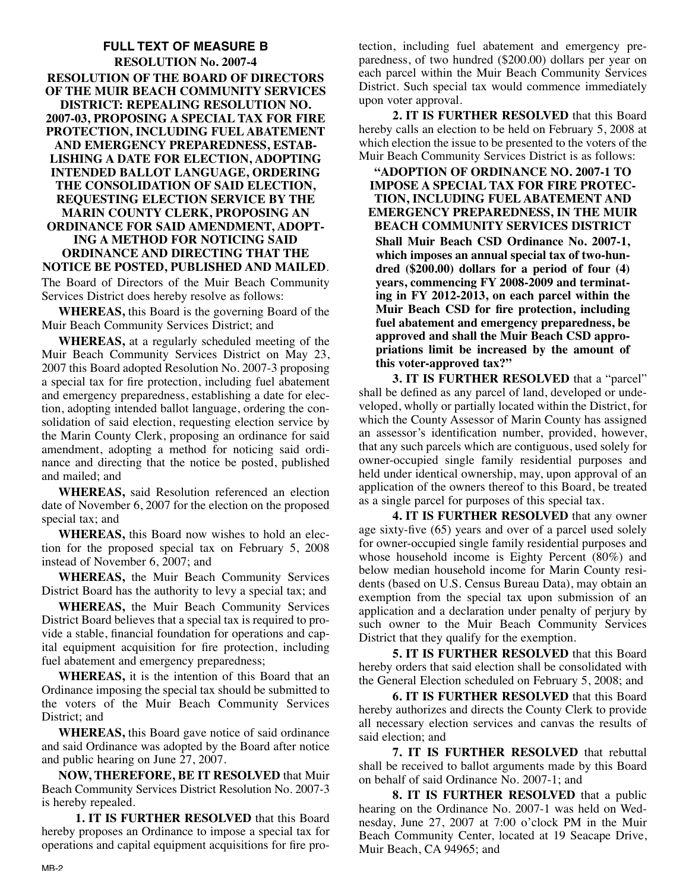## FULL TEXT OF MEASURE B

### RESOLUTION No. 2007-4

**RESOLUTION OF THE BOARD OF DIRECTORS OF THE MUIR BEACH COMMUNITY SERVICES DISTRICT: REPEALING RESOLUTION NO. 2007-03, PROPOSING A SPECIAL TAX FOR FIRE PROTECTION, INCLUDING FUEL ABATEMENT AND EMERGENCY PREPAREDNESS, ESTABLISHING A DATE FOR ELECTION, ADOPTING INTENDED BALLOT LANGUAGE, ORDERING THE CONSOLIDATION OF SAID ELECTION, REQUESTING ELECTION SERVICE BY THE MARIN COUNTY CLERK, PROPOSING AN ORDINANCE FOR SAID AMENDMENT, ADOPTING A METHOD FOR NOTICING SAID ORDINANCE AND DIRECTING THAT THE NOTICE BE POSTED, PUBLISHED AND MAILED**.

The Board of Directors of the Muir Beach Community Services District does hereby resolve as follows:

**WHEREAS,** this Board is the governing Board of the Muir Beach Community Services District; and

**WHEREAS,** at a regularly scheduled meeting of the Muir Beach Community Services District on May 23, 2007 this Board adopted Resolution No. 2007-3 proposing a special tax for fire protection, including fuel abatement and emergency preparedness, establishing a date for election, adopting intended ballot language, ordering the consolidation of said election, requesting election service by the Marin County Clerk, proposing an ordinance for said amendment, adopting a method for noticing said ordinance and directing that the notice be posted, published and mailed; and

**WHEREAS,** said Resolution referenced an election date of November 6, 2007 for the election on the proposed special tax; and

**WHEREAS,** this Board now wishes to hold an election for the proposed special tax on February 5, 2008 instead of November 6, 2007; and

**WHEREAS,** the Muir Beach Community Services District Board has the authority to levy a special tax; and

**WHEREAS,** the Muir Beach Community Services District Board believes that a special tax is required to provide a stable, financial foundation for operations and capital equipment acquisition for fire protection, including fuel abatement and emergency preparedness;

**WHEREAS,** it is the intention of this Board that an Ordinance imposing the special tax should be submitted to the voters of the Muir Beach Community Services District; and

**WHEREAS,** this Board gave notice of said ordinance and said Ordinance was adopted by the Board after notice and public hearing on June 27, 2007.

**NOW, THEREFORE, BE IT RESOLVED** that Muir Beach Community Services District Resolution No. 2007-3 is hereby repealed.

**1. IT IS FURTHER RESOLVED** that this Board hereby proposes an Ordinance to impose a special tax for operations and capital equipment acquisitions for fire protection, including fuel abatement and emergency preparedness, of two hundred ($200.00) dollars per year on each parcel within the Muir Beach Community Services District. Such special tax would commence immediately upon voter approval.

**2. IT IS FURTHER RESOLVED** that this Board hereby calls an election to be held on February 5, 2008 at which election the issue to be presented to the voters of the Muir Beach Community Services District is as follows:

**"ADOPTION OF ORDINANCE NO. 2007-1 TO IMPOSE A SPECIAL TAX FOR FIRE PROTECTION, INCLUDING FUEL ABATEMENT AND EMERGENCY PREPAREDNESS, IN THE MUIR BEACH COMMUNITY SERVICES DISTRICT**

**Shall Muir Beach CSD Ordinance No. 2007-1, which imposes an annual special tax of two-hundred ($200.00) dollars for a period of four (4) years, commencing FY 2008-2009 and terminating in FY 2012-2013, on each parcel within the Muir Beach CSD for fire protection, including fuel abatement and emergency preparedness, be approved and shall the Muir Beach CSD appropriations limit be increased by the amount of this voter-approved tax?"**

**3. IT IS FURTHER RESOLVED** that a "parcel" shall be defined as any parcel of land, developed or undeveloped, wholly or partially located within the District, for which the County Assessor of Marin County has assigned an assessor's identification number, provided, however, that any such parcels which are contiguous, used solely for owner-occupied single family residential purposes and held under identical ownership, may, upon approval of an application of the owners thereof to this Board, be treated as a single parcel for purposes of this special tax.

**4. IT IS FURTHER RESOLVED** that any owner age sixty-five (65) years and over of a parcel used solely for owner-occupied single family residential purposes and whose household income is Eighty Percent (80%) and below median household income for Marin County residents (based on U.S. Census Bureau Data), may obtain an exemption from the special tax upon submission of an application and a declaration under penalty of perjury by such owner to the Muir Beach Community Services District that they qualify for the exemption.

**5. IT IS FURTHER RESOLVED** that this Board hereby orders that said election shall be consolidated with the General Election scheduled on February 5, 2008; and

**6. IT IS FURTHER RESOLVED** that this Board hereby authorizes and directs the County Clerk to provide all necessary election services and canvas the results of said election; and

**7. IT IS FURTHER RESOLVED** that rebuttal shall be received to ballot arguments made by this Board on behalf of said Ordinance No. 2007-1; and

**8. IT IS FURTHER RESOLVED** that a public hearing on the Ordinance No. 2007-1 was held on Wednesday, June 27, 2007 at 7:00 o'clock PM in the Muir Beach Community Center, located at 19 Seacape Drive, Muir Beach, CA 94965; and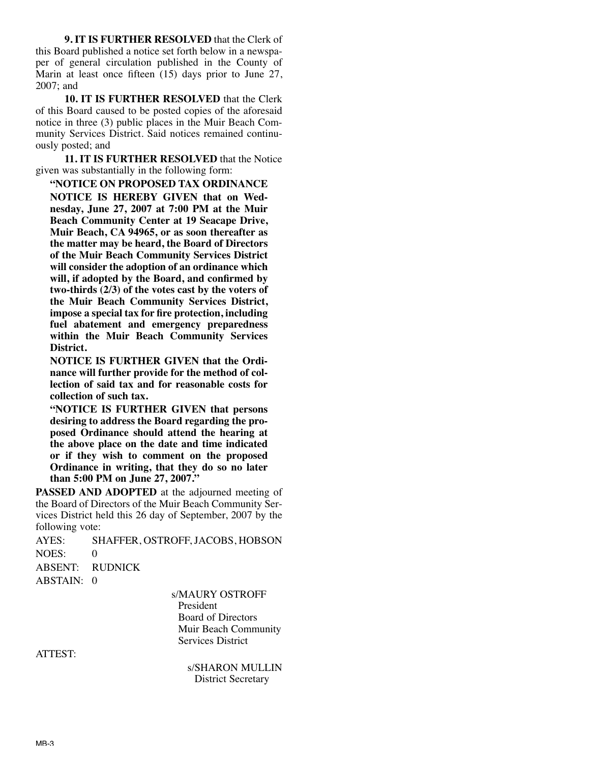**9. IT IS FURTHER RESOLVED** that the Clerk of this Board published a notice set forth below in a newspaper of general circulation published in the County of Marin at least once fifteen (15) days prior to June 27, 2007; and

**10. IT IS FURTHER RESOLVED** that the Clerk of this Board caused to be posted copies of the aforesaid notice in three (3) public places in the Muir Beach Community Services District. Said notices remained continuously posted; and

**11. IT IS FURTHER RESOLVED** that the Notice given was substantially in the following form:

> **"NOTICE ON PROPOSED TAX ORDINANCE**
>
> **NOTICE IS HEREBY GIVEN that on Wednesday, June 27, 2007 at 7:00 PM at the Muir Beach Community Center at 19 Seacape Drive, Muir Beach, CA 94965, or as soon thereafter as the matter may be heard, the Board of Directors of the Muir Beach Community Services District will consider the adoption of an ordinance which will, if adopted by the Board, and confirmed by two-thirds (2/3) of the votes cast by the voters of the Muir Beach Community Services District, impose a special tax for fire protection, including fuel abatement and emergency preparedness within the Muir Beach Community Services District.**
>
> **NOTICE IS FURTHER GIVEN that the Ordinance will further provide for the method of collection of said tax and for reasonable costs for collection of such tax.**
>
> **"NOTICE IS FURTHER GIVEN that persons desiring to address the Board regarding the proposed Ordinance should attend the hearing at the above place on the date and time indicated or if they wish to comment on the proposed Ordinance in writing, that they do so no later than 5:00 PM on June 27, 2007."**

**PASSED AND ADOPTED** at the adjourned meeting of the Board of Directors of the Muir Beach Community Services District held this 26 day of September, 2007 by the following vote:

AYES: SHAFFER, OSTROFF, JACOBS, HOBSON

NOES: 0

ABSENT: RUDNICK

ABSTAIN: 0

s/MAURY OSTROFF
President
Board of Directors
Muir Beach Community
Services District

ATTEST:

s/SHARON MULLIN
District Secretary